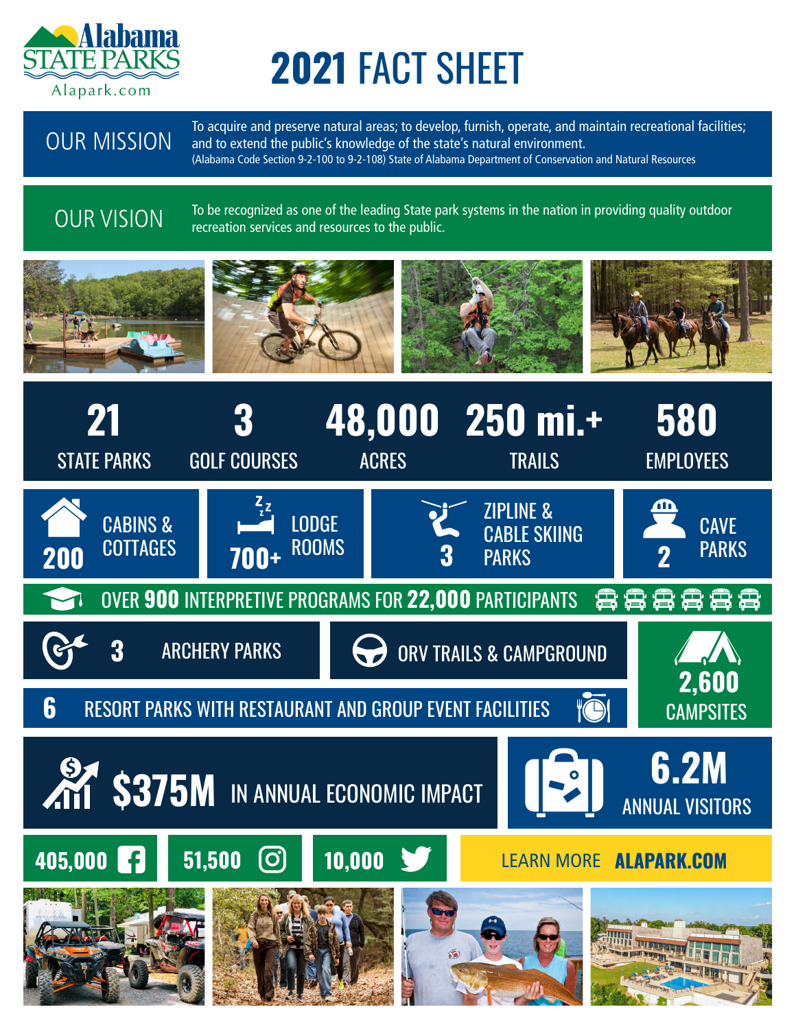Alabama STATE PARKS
Alapark.com

# 2021 FACT SHEET

## OUR MISSION

To acquire and preserve natural areas; to develop, furnish, operate, and maintain recreational facilities; and to extend the public's knowledge of the state's natural environment.
(Alabama Code Section 9-2-100 to 9-2-108) State of Alabama Department of Conservation and Natural Resources

## OUR VISION

To be recognized as one of the leading State park systems in the nation in providing quality outdoor recreation services and resources to the public.

**21** STATE PARKS

**3** GOLF COURSES

**48,000** ACRES

**250 mi.+** TRAILS

**580** EMPLOYEES

**200** CABINS & COTTAGES

**700+** LODGE ROOMS

**3** ZIPLINE & CABLE SKIING PARKS

**2** CAVE PARKS

OVER **900** INTERPRETIVE PROGRAMS FOR **22,000** PARTICIPANTS

**3** ARCHERY PARKS

ORV TRAILS & CAMPGROUND

**2,600** CAMPSITES

**6** RESORT PARKS WITH RESTAURANT AND GROUP EVENT FACILITIES

**$375M** IN ANNUAL ECONOMIC IMPACT

**6.2M** ANNUAL VISITORS

**405,000** Facebook

**51,500** Instagram

**10,000** Twitter

LEARN MORE **ALAPARK.COM**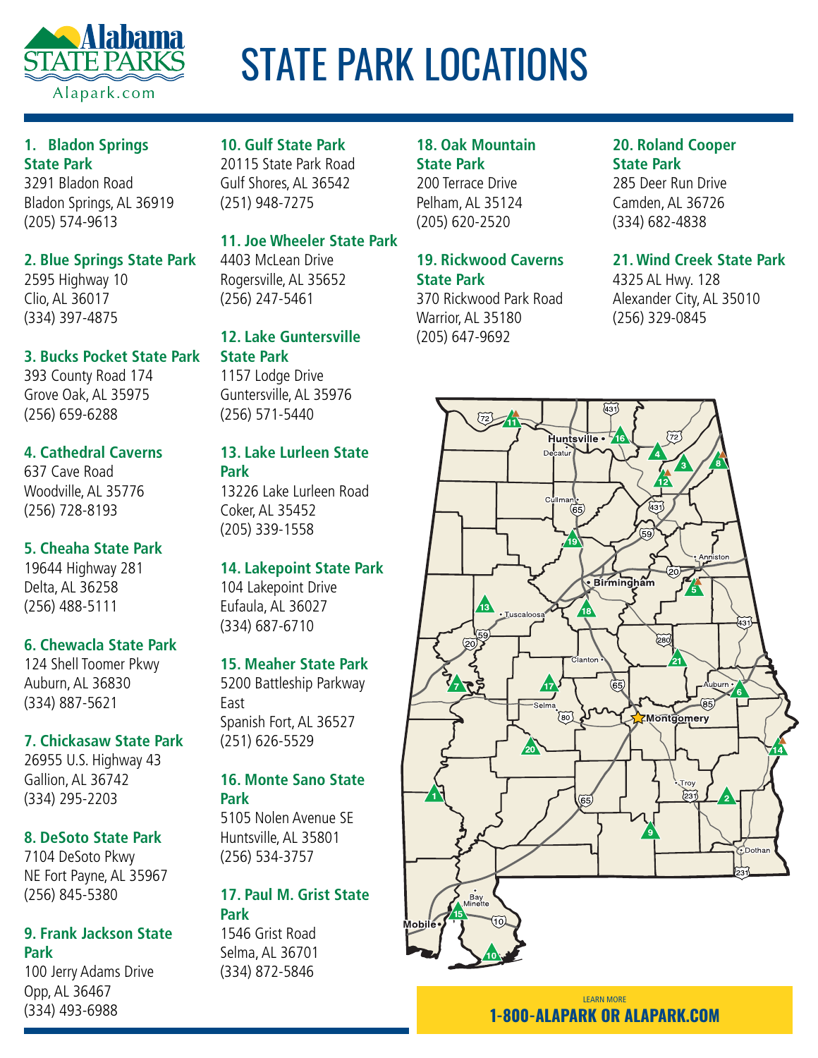# STATE PARK LOCATIONS

Alabama STATE PARKS
Alapark.com

### 1. Bladon Springs State Park
3291 Bladon Road
Bladon Springs, AL 36919
(205) 574-9613

### 2. Blue Springs State Park
2595 Highway 10
Clio, AL 36017
(334) 397-4875

### 3. Bucks Pocket State Park
393 County Road 174
Grove Oak, AL 35975
(256) 659-6288

### 4. Cathedral Caverns
637 Cave Road
Woodville, AL 35776
(256) 728-8193

### 5. Cheaha State Park
19644 Highway 281
Delta, AL 36258
(256) 488-5111

### 6. Chewacla State Park
124 Shell Toomer Pkwy
Auburn, AL 36830
(334) 887-5621

### 7. Chickasaw State Park
26955 U.S. Highway 43
Gallion, AL 36742
(334) 295-2203

### 8. DeSoto State Park
7104 DeSoto Pkwy
NE Fort Payne, AL 35967
(256) 845-5380

### 9. Frank Jackson State Park
100 Jerry Adams Drive
Opp, AL 36467
(334) 493-6988

### 10. Gulf State Park
20115 State Park Road
Gulf Shores, AL 36542
(251) 948-7275

### 11. Joe Wheeler State Park
4403 McLean Drive
Rogersville, AL 35652
(256) 247-5461

### 12. Lake Guntersville State Park
1157 Lodge Drive
Guntersville, AL 35976
(256) 571-5440

### 13. Lake Lurleen State Park
13226 Lake Lurleen Road
Coker, AL 35452
(205) 339-1558

### 14. Lakepoint State Park
104 Lakepoint Drive
Eufaula, AL 36027
(334) 687-6710

### 15. Meaher State Park
5200 Battleship Parkway East
Spanish Fort, AL 36527
(251) 626-5529

### 16. Monte Sano State Park
5105 Nolen Avenue SE
Huntsville, AL 35801
(256) 534-3757

### 17. Paul M. Grist State Park
1546 Grist Road
Selma, AL 36701
(334) 872-5846

### 18. Oak Mountain State Park
200 Terrace Drive
Pelham, AL 35124
(205) 620-2520

### 19. Rickwood Caverns State Park
370 Rickwood Park Road
Warrior, AL 35180
(205) 647-9692

### 20. Roland Cooper State Park
285 Deer Run Drive
Camden, AL 36726
(334) 682-4838

### 21. Wind Creek State Park
4325 AL Hwy. 128
Alexander City, AL 35010
(256) 329-0845

Huntsville
Decatur
Cullman
Anniston
Birmingham
Tuscaloosa
Clanton
Auburn
Selma
Montgomery
Troy
Dothan
Bay Minette
Mobile

LEARN MORE
**1-800-ALAPARK OR ALAPARK.COM**